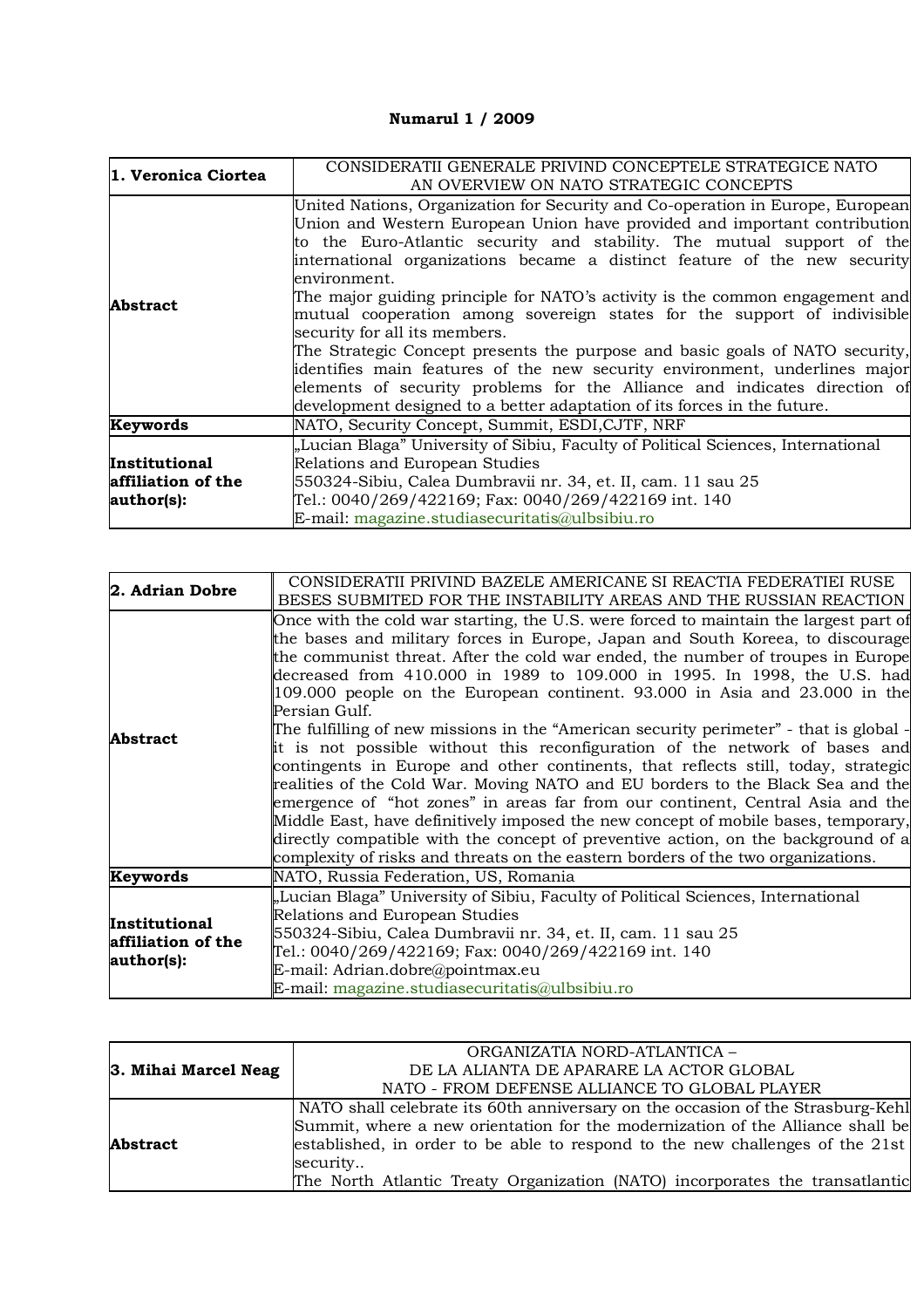**Numarul 1 / 2009**

| **1. Veronica Ciortea** | CONSIDERATII GENERALE PRIVIND CONCEPTELE STRATEGICE NATO<br>AN OVERVIEW ON NATO STRATEGIC CONCEPTS |
|---|---|
| **Abstract** | United Nations, Organization for Security and Co-operation in Europe, European Union and Western European Union have provided and important contribution to the Euro-Atlantic security and stability. The mutual support of the international organizations became a distinct feature of the new security environment.<br>The major guiding principle for NATO's activity is the common engagement and mutual cooperation among sovereign states for the support of indivisible security for all its members.<br>The Strategic Concept presents the purpose and basic goals of NATO security, identifies main features of the new security environment, underlines major elements of security problems for the Alliance and indicates direction of development designed to a better adaptation of its forces in the future. |
| **Keywords** | NATO, Security Concept, Summit, ESDI,CJTF, NRF |
| **Institutional affiliation of the author(s):** | „Lucian Blaga" University of Sibiu, Faculty of Political Sciences, International Relations and European Studies<br>550324-Sibiu, Calea Dumbravii nr. 34, et. II, cam. 11 sau 25<br>Tel.: 0040/269/422169; Fax: 0040/269/422169 int. 140<br>E-mail: magazine.studiasecuritatis@ulbsibiu.ro |

| **2. Adrian Dobre** | CONSIDERATII PRIVIND BAZELE AMERICANE SI REACTIA FEDERATIEI RUSE<br>BESES SUBMITED FOR THE INSTABILITY AREAS AND THE RUSSIAN REACTION |
|---|---|
| **Abstract** | Once with the cold war starting, the U.S. were forced to maintain the largest part of the bases and military forces in Europe, Japan and South Koreea, to discourage the communist threat. After the cold war ended, the number of troupes in Europe decreased from 410.000 in 1989 to 109.000 in 1995. In 1998, the U.S. had 109.000 people on the European continent. 93.000 in Asia and 23.000 in the Persian Gulf.<br>The fulfilling of new missions in the "American security perimeter" - that is global - it is not possible without this reconfiguration of the network of bases and contingents in Europe and other continents, that reflects still, today, strategic realities of the Cold War. Moving NATO and EU borders to the Black Sea and the emergence of "hot zones" in areas far from our continent, Central Asia and the Middle East, have definitively imposed the new concept of mobile bases, temporary, directly compatible with the concept of preventive action, on the background of a complexity of risks and threats on the eastern borders of the two organizations. |
| **Keywords** | NATO, Russia Federation, US, Romania |
| **Institutional affiliation of the author(s):** | „Lucian Blaga" University of Sibiu, Faculty of Political Sciences, International Relations and European Studies<br>550324-Sibiu, Calea Dumbravii nr. 34, et. II, cam. 11 sau 25<br>Tel.: 0040/269/422169; Fax: 0040/269/422169 int. 140<br>E-mail: Adrian.dobre@pointmax.eu<br>E-mail: magazine.studiasecuritatis@ulbsibiu.ro |

| **3. Mihai Marcel Neag** | ORGANIZATIA NORD-ATLANTICA –<br>DE LA ALIANTA DE APARARE LA ACTOR GLOBAL<br>NATO - FROM DEFENSE ALLIANCE TO GLOBAL PLAYER |
|---|---|
| **Abstract** | NATO shall celebrate its 60th anniversary on the occasion of the Strasburg-Kehl Summit, where a new orientation for the modernization of the Alliance shall be established, in order to be able to respond to the new challenges of the 21st security..<br>The North Atlantic Treaty Organization (NATO) incorporates the transatlantic |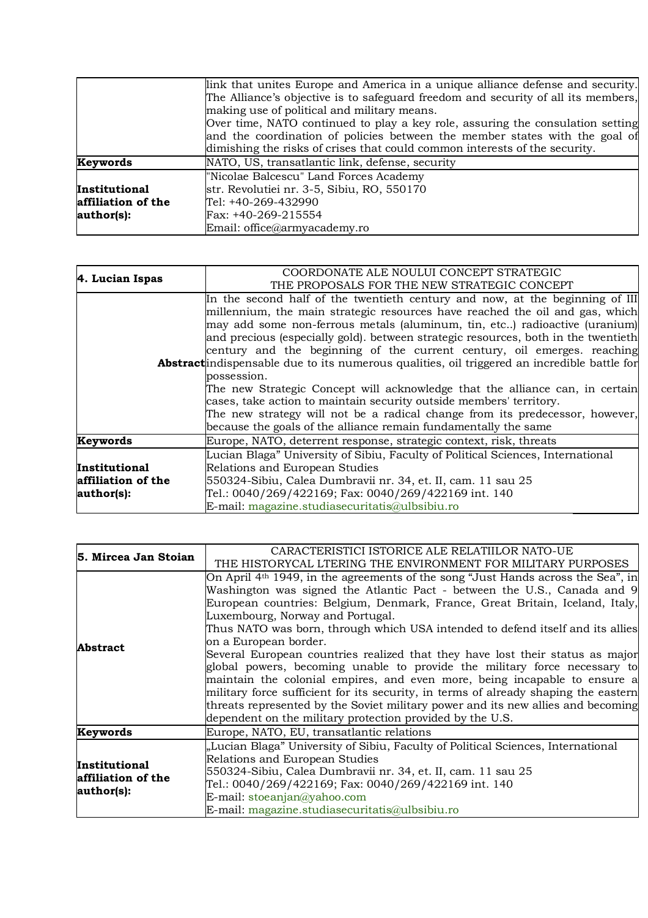| | |
|---|---|
| | link that unites Europe and America in a unique alliance defense and security. The Alliance's objective is to safeguard freedom and security of all its members, making use of political and military means.<br>Over time, NATO continued to play a key role, assuring the consulation setting and the coordination of policies between the member states with the goal of dimishing the risks of crises that could common interests of the security. |
| **Keywords** | NATO, US, transatlantic link, defense, security |
| **Institutional affiliation of the author(s):** | "Nicolae Balcescu" Land Forces Academy<br>str. Revolutiei nr. 3-5, Sibiu, RO, 550170<br>Tel: +40-269-432990<br>Fax: +40-269-215554<br>Email: office@armyacademy.ro |

| **4. Lucian Ispas** | COORDONATE ALE NOULUI CONCEPT STRATEGIC<br>THE PROPOSALS FOR THE NEW STRATEGIC CONCEPT |
|---|---|
| **Abstract** | In the second half of the twentieth century and now, at the beginning of III millennium, the main strategic resources have reached the oil and gas, which may add some non-ferrous metals (aluminum, tin, etc..) radioactive (uranium) and precious (especially gold). between strategic resources, both in the twentieth century and the beginning of the current century, oil emerges. reaching indispensable due to its numerous qualities, oil triggered an incredible battle for possession.<br>The new Strategic Concept will acknowledge that the alliance can, in certain cases, take action to maintain security outside members' territory.<br>The new strategy will not be a radical change from its predecessor, however, because the goals of the alliance remain fundamentally the same |
| **Keywords** | Europe, NATO, deterrent response, strategic context, risk, threats |
| **Institutional affiliation of the author(s):** | Lucian Blaga" University of Sibiu, Faculty of Political Sciences, International Relations and European Studies<br>550324-Sibiu, Calea Dumbravii nr. 34, et. II, cam. 11 sau 25<br>Tel.: 0040/269/422169; Fax: 0040/269/422169 int. 140<br>E-mail: magazine.studiasecuritatis@ulbsibiu.ro |

| **5. Mircea Jan Stoian** | CARACTERISTICI ISTORICE ALE RELATIILOR NATO-UE<br>THE HISTORYCAL LTERING THE ENVIRONMENT FOR MILITARY PURPOSES |
|---|---|
| **Abstract** | On April 4th 1949, in the agreements of the song "Just Hands across the Sea", in Washington was signed the Atlantic Pact - between the U.S., Canada and 9 European countries: Belgium, Denmark, France, Great Britain, Iceland, Italy, Luxembourg, Norway and Portugal.<br>Thus NATO was born, through which USA intended to defend itself and its allies on a European border.<br>Several European countries realized that they have lost their status as major global powers, becoming unable to provide the military force necessary to maintain the colonial empires, and even more, being incapable to ensure a military force sufficient for its security, in terms of already shaping the eastern threats represented by the Soviet military power and its new allies and becoming dependent on the military protection provided by the U.S. |
| **Keywords** | Europe, NATO, EU, transatlantic relations |
| **Institutional affiliation of the author(s):** | „Lucian Blaga" University of Sibiu, Faculty of Political Sciences, International Relations and European Studies<br>550324-Sibiu, Calea Dumbravii nr. 34, et. II, cam. 11 sau 25<br>Tel.: 0040/269/422169; Fax: 0040/269/422169 int. 140<br>E-mail: stoeanjan@yahoo.com<br>E-mail: magazine.studiasecuritatis@ulbsibiu.ro |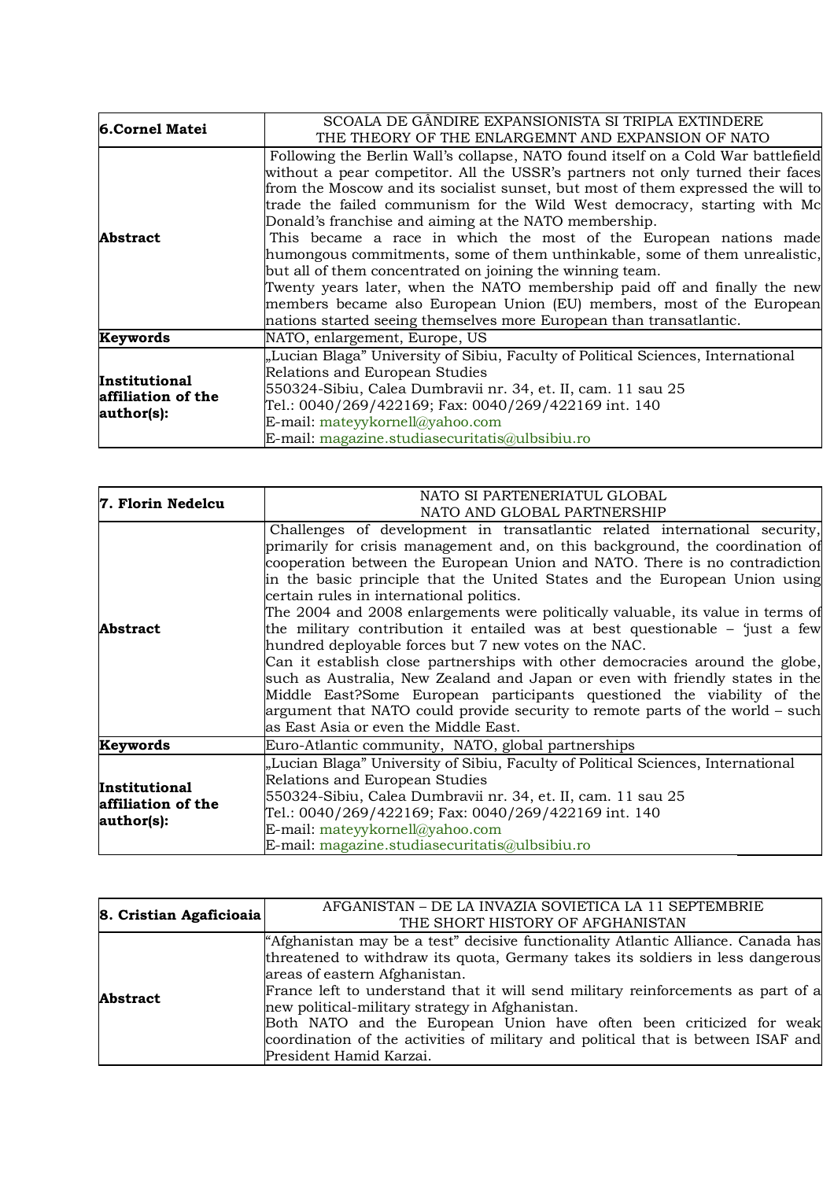| 6.Cornel Matei | SCOALA DE GÂNDIRE EXPANSIONISTA SI TRIPLA EXTINDERE<br>THE THEORY OF THE ENLARGEMNT AND EXPANSION OF NATO |
|---|---|
| **Abstract** | Following the Berlin Wall's collapse, NATO found itself on a Cold War battlefield without a pear competitor. All the USSR's partners not only turned their faces from the Moscow and its socialist sunset, but most of them expressed the will to trade the failed communism for the Wild West democracy, starting with Mc Donald's franchise and aiming at the NATO membership.<br>This became a race in which the most of the European nations made humongous commitments, some of them unthinkable, some of them unrealistic, but all of them concentrated on joining the winning team.<br>Twenty years later, when the NATO membership paid off and finally the new members became also European Union (EU) members, most of the European nations started seeing themselves more European than transatlantic. |
| **Keywords** | NATO, enlargement, Europe, US |
| **Institutional affiliation of the author(s):** | „Lucian Blaga" University of Sibiu, Faculty of Political Sciences, International Relations and European Studies<br>550324-Sibiu, Calea Dumbravii nr. 34, et. II, cam. 11 sau 25<br>Tel.: 0040/269/422169; Fax: 0040/269/422169 int. 140<br>E-mail: mateyykornell@yahoo.com<br>E-mail: magazine.studiasecuritatis@ulbsibiu.ro |

| 7. Florin Nedelcu | NATO SI PARTENERIATUL GLOBAL<br>NATO AND GLOBAL PARTNERSHIP |
|---|---|
| **Abstract** | Challenges of development in transatlantic related international security, primarily for crisis management and, on this background, the coordination of cooperation between the European Union and NATO. There is no contradiction in the basic principle that the United States and the European Union using certain rules in international politics.<br>The 2004 and 2008 enlargements were politically valuable, its value in terms of the military contribution it entailed was at best questionable – 'just a few hundred deployable forces but 7 new votes on the NAC.<br>Can it establish close partnerships with other democracies around the globe, such as Australia, New Zealand and Japan or even with friendly states in the Middle East?Some European participants questioned the viability of the argument that NATO could provide security to remote parts of the world – such as East Asia or even the Middle East. |
| **Keywords** | Euro-Atlantic community, NATO, global partnerships |
| **Institutional affiliation of the author(s):** | „Lucian Blaga" University of Sibiu, Faculty of Political Sciences, International Relations and European Studies<br>550324-Sibiu, Calea Dumbravii nr. 34, et. II, cam. 11 sau 25<br>Tel.: 0040/269/422169; Fax: 0040/269/422169 int. 140<br>E-mail: mateyykornell@yahoo.com<br>E-mail: magazine.studiasecuritatis@ulbsibiu.ro |

| 8. Cristian Agaficioaia | AFGANISTAN – DE LA INVAZIA SOVIETICA LA 11 SEPTEMBRIE<br>THE SHORT HISTORY OF AFGHANISTAN |
|---|---|
| **Abstract** | "Afghanistan may be a test" decisive functionality Atlantic Alliance. Canada has threatened to withdraw its quota, Germany takes its soldiers in less dangerous areas of eastern Afghanistan.<br>France left to understand that it will send military reinforcements as part of a new political-military strategy in Afghanistan.<br>Both NATO and the European Union have often been criticized for weak coordination of the activities of military and political that is between ISAF and President Hamid Karzai. |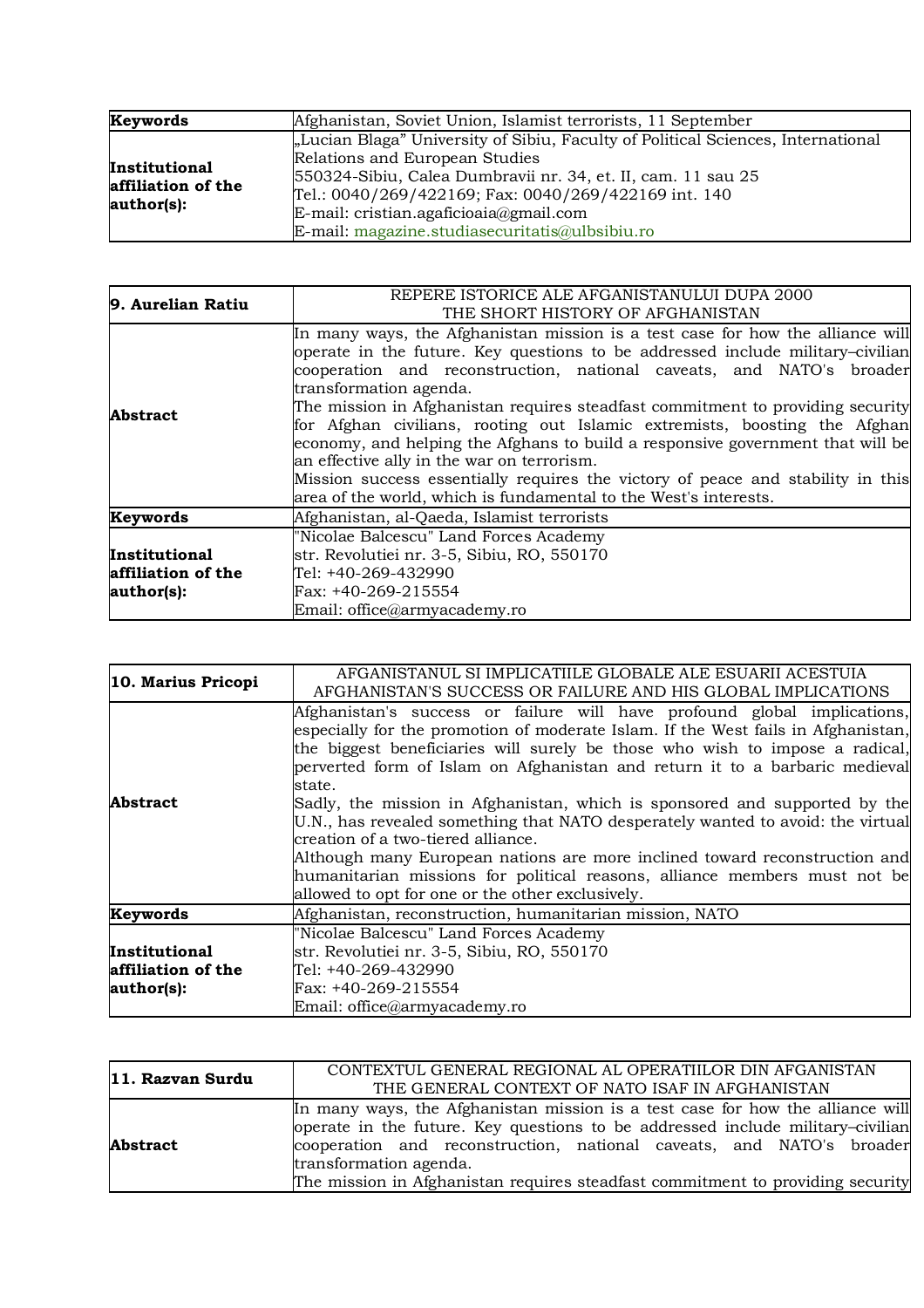| **Keywords** | Afghanistan, Soviet Union, Islamist terrorists, 11 September |
|---|---|
| **Institutional affiliation of the author(s):** | „Lucian Blaga" University of Sibiu, Faculty of Political Sciences, International Relations and European Studies<br>550324-Sibiu, Calea Dumbravii nr. 34, et. II, cam. 11 sau 25<br>Tel.: 0040/269/422169; Fax: 0040/269/422169 int. 140<br>E-mail: cristian.agaficioaia@gmail.com<br>E-mail: magazine.studiasecuritatis@ulbsibiu.ro |

| **9. Aurelian Ratiu** | REPERE ISTORICE ALE AFGANISTANULUI DUPA 2000<br>THE SHORT HISTORY OF AFGHANISTAN |
|---|---|
| **Abstract** | In many ways, the Afghanistan mission is a test case for how the alliance will operate in the future. Key questions to be addressed include military–civilian cooperation and reconstruction, national caveats, and NATO's broader transformation agenda.<br>The mission in Afghanistan requires steadfast commitment to providing security for Afghan civilians, rooting out Islamic extremists, boosting the Afghan economy, and helping the Afghans to build a responsive government that will be an effective ally in the war on terrorism.<br>Mission success essentially requires the victory of peace and stability in this area of the world, which is fundamental to the West's interests. |
| **Keywords** | Afghanistan, al-Qaeda, Islamist terrorists |
| **Institutional affiliation of the author(s):** | "Nicolae Balcescu" Land Forces Academy<br>str. Revolutiei nr. 3-5, Sibiu, RO, 550170<br>Tel: +40-269-432990<br>Fax: +40-269-215554<br>Email: office@armyacademy.ro |

| **10. Marius Pricopi** | AFGANISTANUL SI IMPLICATIILE GLOBALE ALE ESUARII ACESTUIA<br>AFGHANISTAN'S SUCCESS OR FAILURE AND HIS GLOBAL IMPLICATIONS |
|---|---|
| **Abstract** | Afghanistan's success or failure will have profound global implications, especially for the promotion of moderate Islam. If the West fails in Afghanistan, the biggest beneficiaries will surely be those who wish to impose a radical, perverted form of Islam on Afghanistan and return it to a barbaric medieval state.<br>Sadly, the mission in Afghanistan, which is sponsored and supported by the U.N., has revealed something that NATO desperately wanted to avoid: the virtual creation of a two-tiered alliance.<br>Although many European nations are more inclined toward reconstruction and humanitarian missions for political reasons, alliance members must not be allowed to opt for one or the other exclusively. |
| **Keywords** | Afghanistan, reconstruction, humanitarian mission, NATO |
| **Institutional affiliation of the author(s):** | "Nicolae Balcescu" Land Forces Academy<br>str. Revolutiei nr. 3-5, Sibiu, RO, 550170<br>Tel: +40-269-432990<br>Fax: +40-269-215554<br>Email: office@armyacademy.ro |

| **11. Razvan Surdu** | CONTEXTUL GENERAL REGIONAL AL OPERATIILOR DIN AFGANISTAN<br>THE GENERAL CONTEXT OF NATO ISAF IN AFGHANISTAN |
|---|---|
| **Abstract** | In many ways, the Afghanistan mission is a test case for how the alliance will operate in the future. Key questions to be addressed include military–civilian cooperation and reconstruction, national caveats, and NATO's broader transformation agenda.<br>The mission in Afghanistan requires steadfast commitment to providing security |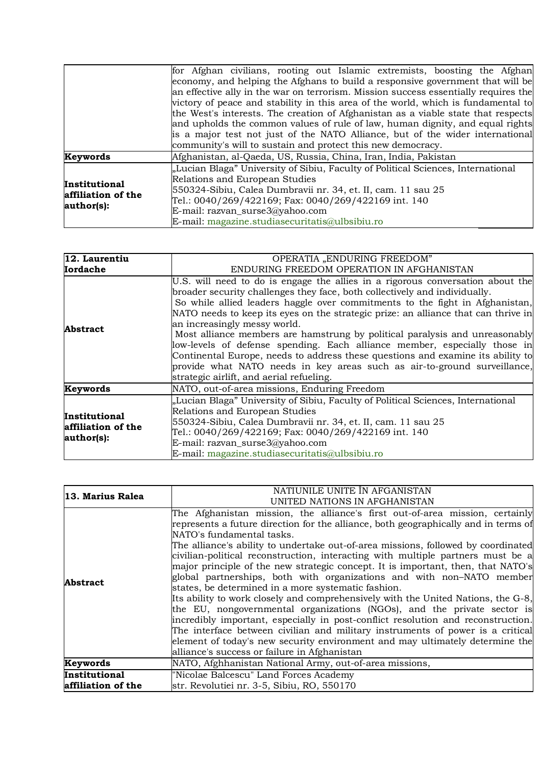|  |  |
|---|---|
|  | for Afghan civilians, rooting out Islamic extremists, boosting the Afghan economy, and helping the Afghans to build a responsive government that will be an effective ally in the war on terrorism. Mission success essentially requires the victory of peace and stability in this area of the world, which is fundamental to the West's interests. The creation of Afghanistan as a viable state that respects and upholds the common values of rule of law, human dignity, and equal rights is a major test not just of the NATO Alliance, but of the wider international community's will to sustain and protect this new democracy. |
| **Keywords** | Afghanistan, al-Qaeda, US, Russia, China, Iran, India, Pakistan |
| **Institutional affiliation of the author(s):** | „Lucian Blaga" University of Sibiu, Faculty of Political Sciences, International Relations and European Studies<br>550324-Sibiu, Calea Dumbravii nr. 34, et. II, cam. 11 sau 25<br>Tel.: 0040/269/422169; Fax: 0040/269/422169 int. 140<br>E-mail: razvan_surse3@yahoo.com<br>E-mail: magazine.studiasecuritatis@ulbsibiu.ro |

| **12. Laurentiu Iordache** | OPERATIA „ENDURING FREEDOM"<br>ENDURING FREEDOM OPERATION IN AFGHANISTAN |
|---|---|
| **Abstract** | U.S. will need to do is engage the allies in a rigorous conversation about the broader security challenges they face, both collectively and individually.<br>So while allied leaders haggle over commitments to the fight in Afghanistan, NATO needs to keep its eyes on the strategic prize: an alliance that can thrive in an increasingly messy world.<br>Most alliance members are hamstrung by political paralysis and unreasonably low-levels of defense spending. Each alliance member, especially those in Continental Europe, needs to address these questions and examine its ability to provide what NATO needs in key areas such as air-to-ground surveillance, strategic airlift, and aerial refueling. |
| **Keywords** | NATO, out-of-area missions, Enduring Freedom |
| **Institutional affiliation of the author(s):** | „Lucian Blaga" University of Sibiu, Faculty of Political Sciences, International Relations and European Studies<br>550324-Sibiu, Calea Dumbravii nr. 34, et. II, cam. 11 sau 25<br>Tel.: 0040/269/422169; Fax: 0040/269/422169 int. 140<br>E-mail: razvan_surse3@yahoo.com<br>E-mail: magazine.studiasecuritatis@ulbsibiu.ro |

| **13. Marius Ralea** | NATIUNILE UNITE ÎN AFGANISTAN<br>UNITED NATIONS IN AFGHANISTAN |
|---|---|
| **Abstract** | The Afghanistan mission, the alliance's first out-of-area mission, certainly represents a future direction for the alliance, both geographically and in terms of NATO's fundamental tasks.<br>The alliance's ability to undertake out-of-area missions, followed by coordinated civilian-political reconstruction, interacting with multiple partners must be a major principle of the new strategic concept. It is important, then, that NATO's global partnerships, both with organizations and with non–NATO member states, be determined in a more systematic fashion.<br>Its ability to work closely and comprehensively with the United Nations, the G-8, the EU, nongovernmental organizations (NGOs), and the private sector is incredibly important, especially in post-conflict resolution and reconstruction. The interface between civilian and military instruments of power is a critical element of today's new security environment and may ultimately determine the alliance's success or failure in Afghanistan |
| **Keywords** | NATO, Afghhanistan National Army, out-of-area missions, |
| **Institutional affiliation of the** | "Nicolae Balcescu" Land Forces Academy<br>str. Revolutiei nr. 3-5, Sibiu, RO, 550170 |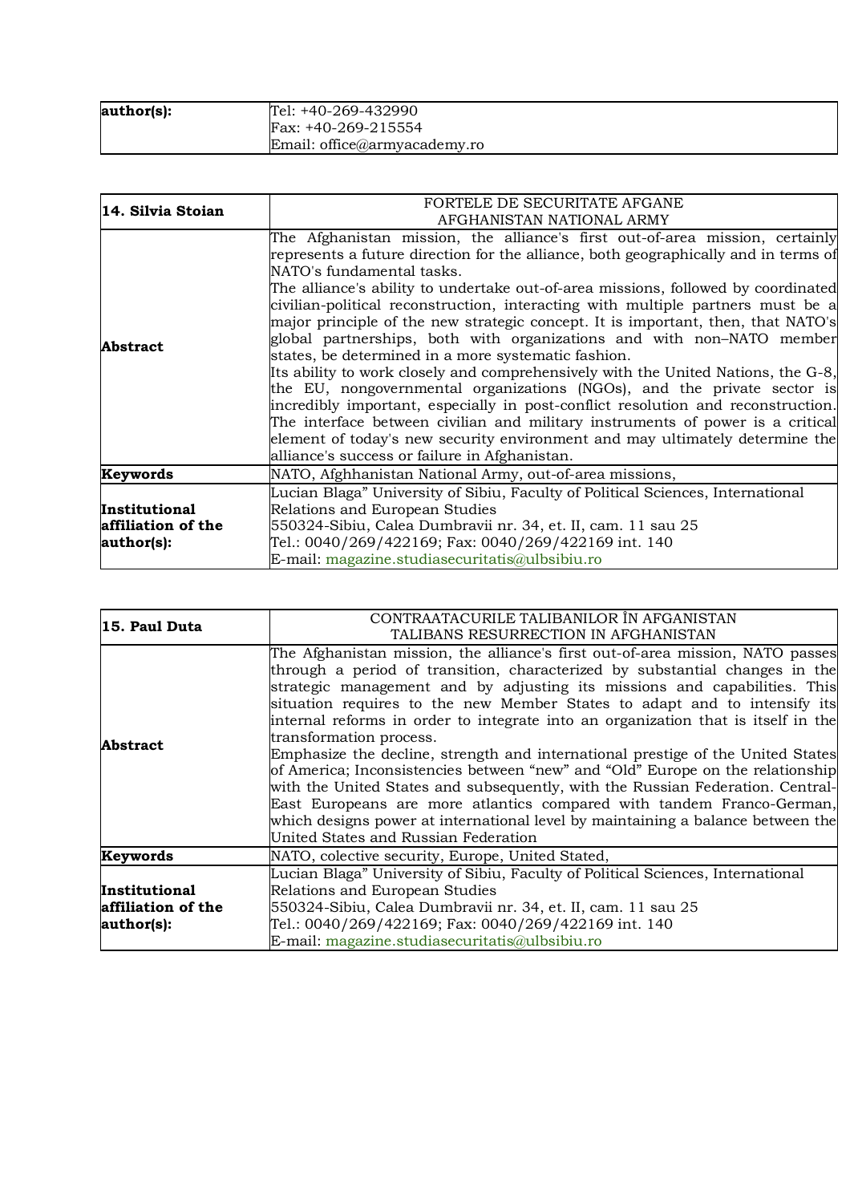| | |
|---|---|
| **author(s):** | Tel: +40-269-432990<br>Fax: +40-269-215554<br>Email: office@armyacademy.ro |

| **14. Silvia Stoian** | FORTELE DE SECURITATE AFGANE<br>AFGHANISTAN NATIONAL ARMY |
|---|---|
| **Abstract** | The Afghanistan mission, the alliance's first out-of-area mission, certainly represents a future direction for the alliance, both geographically and in terms of NATO's fundamental tasks.<br>The alliance's ability to undertake out-of-area missions, followed by coordinated civilian-political reconstruction, interacting with multiple partners must be a major principle of the new strategic concept. It is important, then, that NATO's global partnerships, both with organizations and with non–NATO member states, be determined in a more systematic fashion.<br>Its ability to work closely and comprehensively with the United Nations, the G-8, the EU, nongovernmental organizations (NGOs), and the private sector is incredibly important, especially in post-conflict resolution and reconstruction. The interface between civilian and military instruments of power is a critical element of today's new security environment and may ultimately determine the alliance's success or failure in Afghanistan. |
| **Keywords** | NATO, Afghhanistan National Army, out-of-area missions, |
| **Institutional affiliation of the author(s):** | Lucian Blaga" University of Sibiu, Faculty of Political Sciences, International Relations and European Studies<br>550324-Sibiu, Calea Dumbravii nr. 34, et. II, cam. 11 sau 25<br>Tel.: 0040/269/422169; Fax: 0040/269/422169 int. 140<br>E-mail: magazine.studiasecuritatis@ulbsibiu.ro |

| **15. Paul Duta** | CONTRAATACURILE TALIBANILOR ÎN AFGANISTAN<br>TALIBANS RESURRECTION IN AFGHANISTAN |
|---|---|
| **Abstract** | The Afghanistan mission, the alliance's first out-of-area mission, NATO passes through a period of transition, characterized by substantial changes in the strategic management and by adjusting its missions and capabilities. This situation requires to the new Member States to adapt and to intensify its internal reforms in order to integrate into an organization that is itself in the transformation process.<br>Emphasize the decline, strength and international prestige of the United States of America; Inconsistencies between "new" and "Old" Europe on the relationship with the United States and subsequently, with the Russian Federation. Central-East Europeans are more atlantics compared with tandem Franco-German, which designs power at international level by maintaining a balance between the United States and Russian Federation |
| **Keywords** | NATO, colective security, Europe, United Stated, |
| **Institutional affiliation of the author(s):** | Lucian Blaga" University of Sibiu, Faculty of Political Sciences, International Relations and European Studies<br>550324-Sibiu, Calea Dumbravii nr. 34, et. II, cam. 11 sau 25<br>Tel.: 0040/269/422169; Fax: 0040/269/422169 int. 140<br>E-mail: magazine.studiasecuritatis@ulbsibiu.ro |